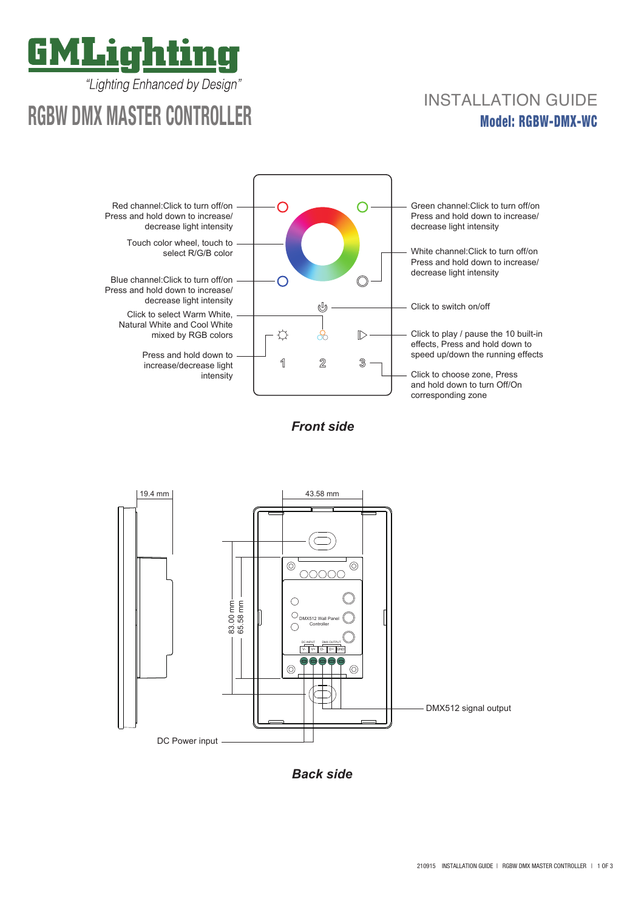# GMLighting

*"Lighting Enhanced by Design"*

# RGBW DMX MASTER CONTROLLER

## INSTALLATION GUIDE

**Model: RGBW-DMX-WC**

Red channel:Click to turn off/on Press and hold down to increase/ decrease light intensity

Touch color wheel, touch to select R/G/B color

Blue channel:Click to turn off/on Press and hold down to increase/ decrease light intensity

Click to select Warm White, Natural White and Cool White mixed by RGB colors

Press and hold down to increase/decrease light intensity

Green channel:Click to turn off/on Press and hold down to increase/ decrease light intensity

White channel:Click to turn off/on Press and hold down to increase/ decrease light intensity

Click to switch on/off

Click to play / pause the 10 built-in effects, Press and hold down to speed up/down the running effects

Click to choose zone, Press and hold down to turn Off/On corresponding zone

1 2 3

***Front side***

19.4 mm

43.58 mm

83.00 mm

65.58 mm

DMX512 Wall Panel Controller

DC INPUT DMX OUTPUT

V- V+ D- D+ GND

DMX512 signal output

DC Power input

***Back side***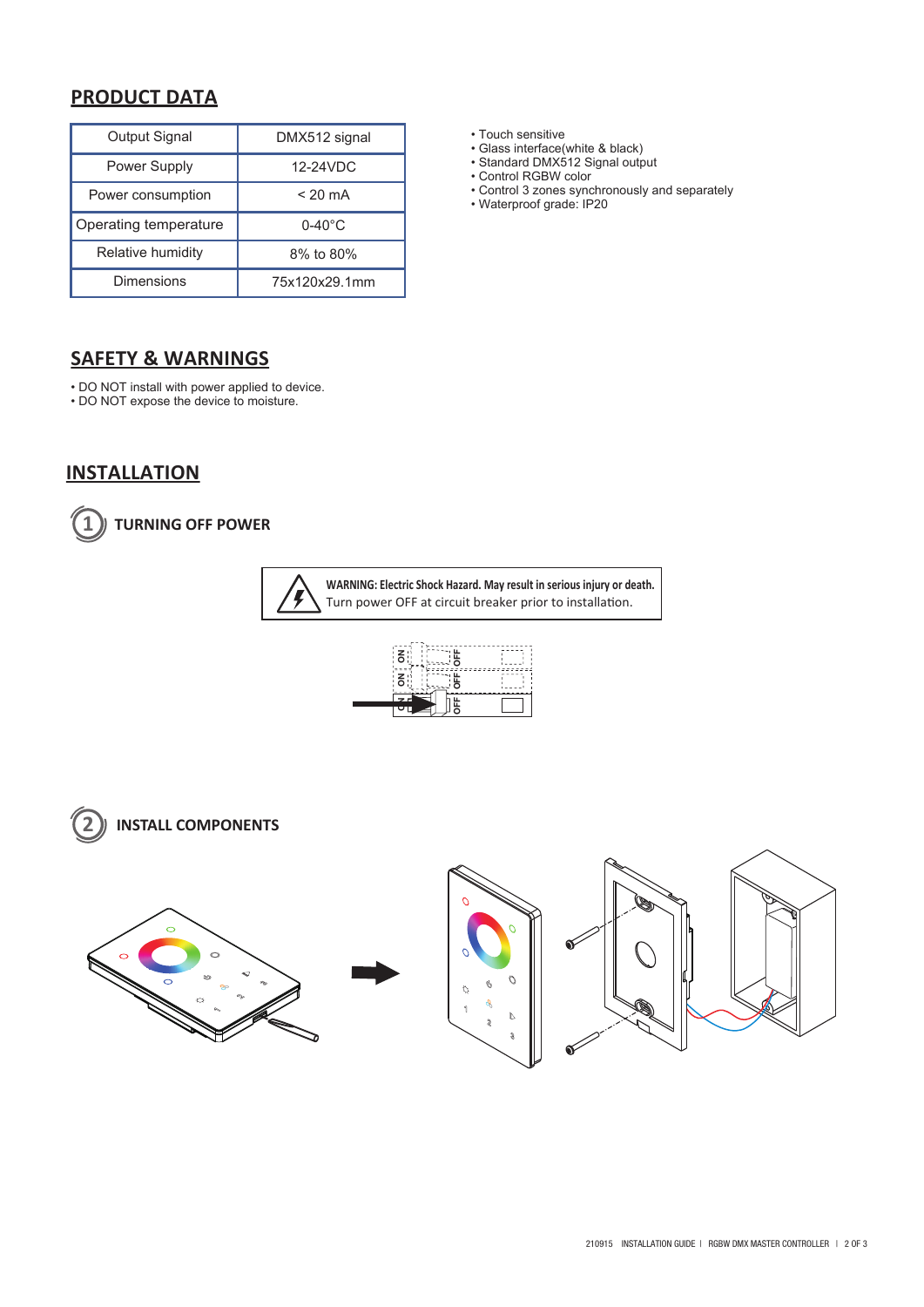## PRODUCT DATA

| Output Signal | DMX512 signal |
|---|---|
| Power Supply | 12-24VDC |
| Power consumption | < 20 mA |
| Operating temperature | 0-40°C |
| Relative humidity | 8% to 80% |
| Dimensions | 75x120x29.1mm |

- Touch sensitive
- Glass interface(white & black)
- Standard DMX512 Signal output
- Control RGBW color
- Control 3 zones synchronously and separately
- Waterproof grade: IP20

## SAFETY & WARNINGS

- DO NOT install with power applied to device.
- DO NOT expose the device to moisture.

## INSTALLATION

### 1 TURNING OFF POWER

**WARNING: Electric Shock Hazard. May result in serious injury or death.**
Turn power OFF at circuit breaker prior to installation.

ON OFF
ON OFF
ON OFF

### 2 INSTALL COMPONENTS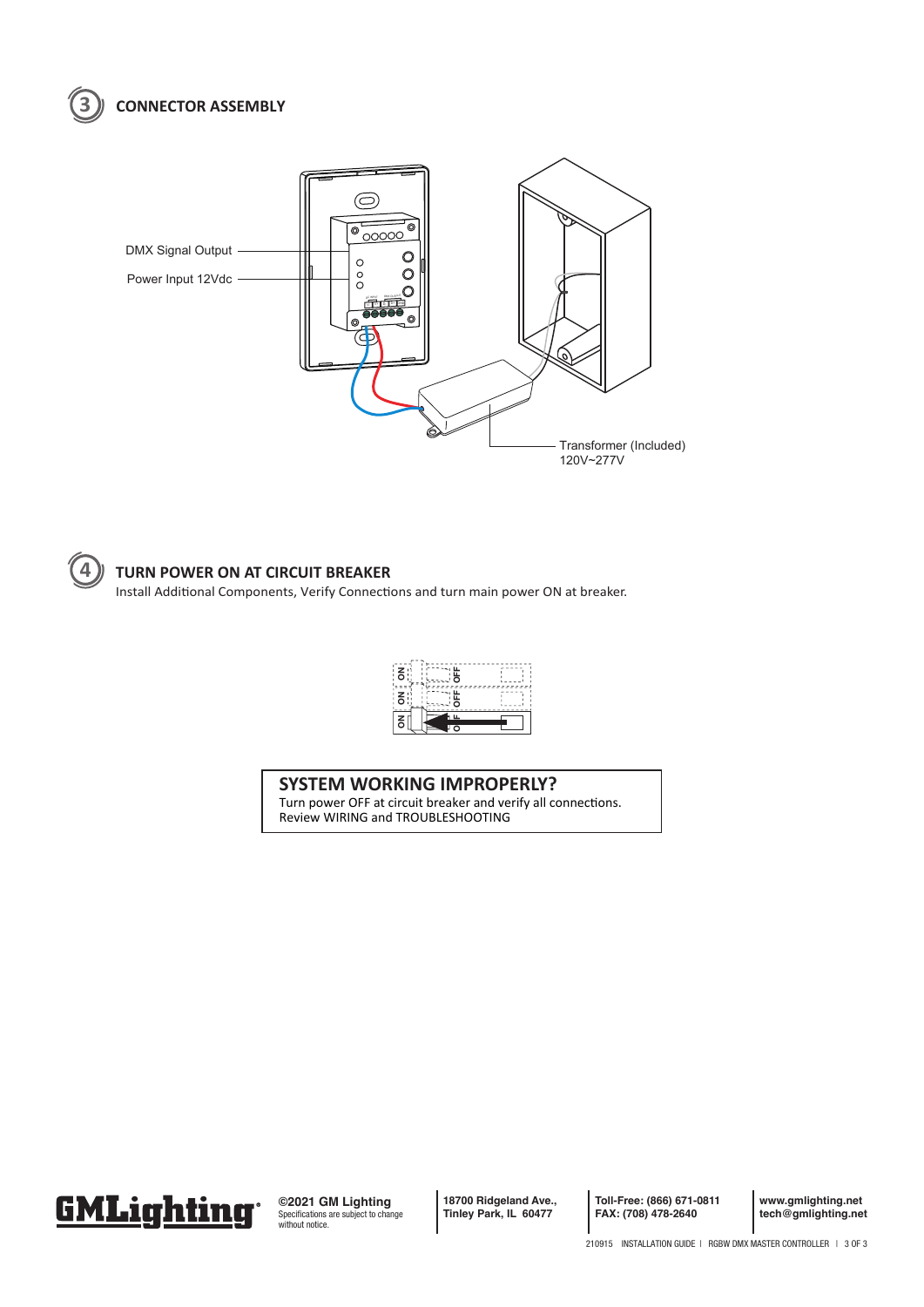## 3 CONNECTOR ASSEMBLY

DMX Signal Output

Power Input 12Vdc

Transformer (Included)
120V~277V

## 4 TURN POWER ON AT CIRCUIT BREAKER

Install Additional Components, Verify Connections and turn main power ON at breaker.

ON OFF

ON OFF

ON OFF

**SYSTEM WORKING IMPROPERLY?**
Turn power OFF at circuit breaker and verify all connections.
Review WIRING and TROUBLESHOOTING

GMLighting®

**©2021 GM Lighting**
Specifications are subject to change without notice.

**18700 Ridgeland Ave., Tinley Park, IL 60477**

**Toll-Free: (866) 671-0811**
**FAX: (708) 478-2640**

**www.gmlighting.net**
**tech@gmlighting.net**

210915 INSTALLATION GUIDE | RGBW DMX MASTER CONTROLLER